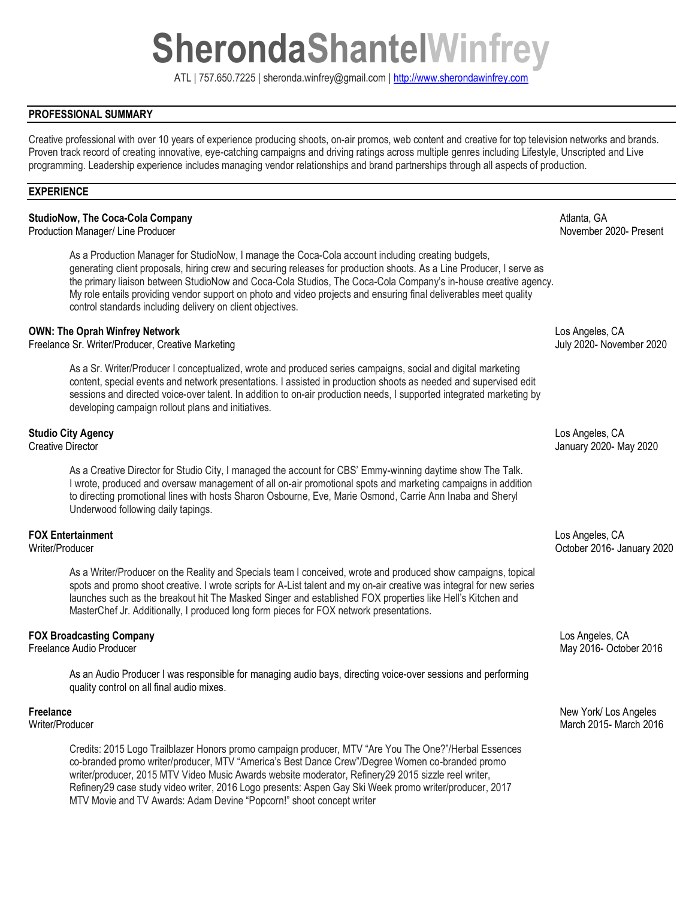# SherondaShantelWinfrey

ATL | 757.650.7225 | sheronda.winfrey@gmail.com | [http://www.sherondawinfrey.com](http://www.sherondawinfrey.com)

## PROFESSIONAL SUMMARY

Creative professional with over 10 years of experience producing shoots, on-air promos, web content and creative for top television networks and brands. Proven track record of creating innovative, eye-catching campaigns and driving ratings across multiple genres including Lifestyle, Unscripted and Live programming. Leadership experience includes managing vendor relationships and brand partnerships through all aspects of production.

## EXPERIENCE

**StudioNow, The Coca-Cola Company** — Atlanta, GA
Production Manager/ Line Producer — November 2020- Present

As a Production Manager for StudioNow, I manage the Coca-Cola account including creating budgets, generating client proposals, hiring crew and securing releases for production shoots. As a Line Producer, I serve as the primary liaison between StudioNow and Coca-Cola Studios, The Coca-Cola Company's in-house creative agency. My role entails providing vendor support on photo and video projects and ensuring final deliverables meet quality control standards including delivery on client objectives.

**OWN: The Oprah Winfrey Network** — Los Angeles, CA
Freelance Sr. Writer/Producer, Creative Marketing — July 2020- November 2020

As a Sr. Writer/Producer I conceptualized, wrote and produced series campaigns, social and digital marketing content, special events and network presentations. I assisted in production shoots as needed and supervised edit sessions and directed voice-over talent. In addition to on-air production needs, I supported integrated marketing by developing campaign rollout plans and initiatives.

**Studio City Agency** — Los Angeles, CA
Creative Director — January 2020- May 2020

As a Creative Director for Studio City, I managed the account for CBS' Emmy-winning daytime show The Talk. I wrote, produced and oversaw management of all on-air promotional spots and marketing campaigns in addition to directing promotional lines with hosts Sharon Osbourne, Eve, Marie Osmond, Carrie Ann Inaba and Sheryl Underwood following daily tapings.

**FOX Entertainment** — Los Angeles, CA
Writer/Producer — October 2016- January 2020

As a Writer/Producer on the Reality and Specials team I conceived, wrote and produced show campaigns, topical spots and promo shoot creative. I wrote scripts for A-List talent and my on-air creative was integral for new series launches such as the breakout hit The Masked Singer and established FOX properties like Hell's Kitchen and MasterChef Jr. Additionally, I produced long form pieces for FOX network presentations.

**FOX Broadcasting Company** — Los Angeles, CA
Freelance Audio Producer — May 2016- October 2016

As an Audio Producer I was responsible for managing audio bays, directing voice-over sessions and performing quality control on all final audio mixes.

**Freelance** — New York/ Los Angeles
Writer/Producer — March 2015- March 2016

Credits: 2015 Logo Trailblazer Honors promo campaign producer, MTV "Are You The One?"/Herbal Essences co-branded promo writer/producer, MTV "America's Best Dance Crew"/Degree Women co-branded promo writer/producer, 2015 MTV Video Music Awards website moderator, Refinery29 2015 sizzle reel writer, Refinery29 case study video writer, 2016 Logo presents: Aspen Gay Ski Week promo writer/producer, 2017 MTV Movie and TV Awards: Adam Devine "Popcorn!" shoot concept writer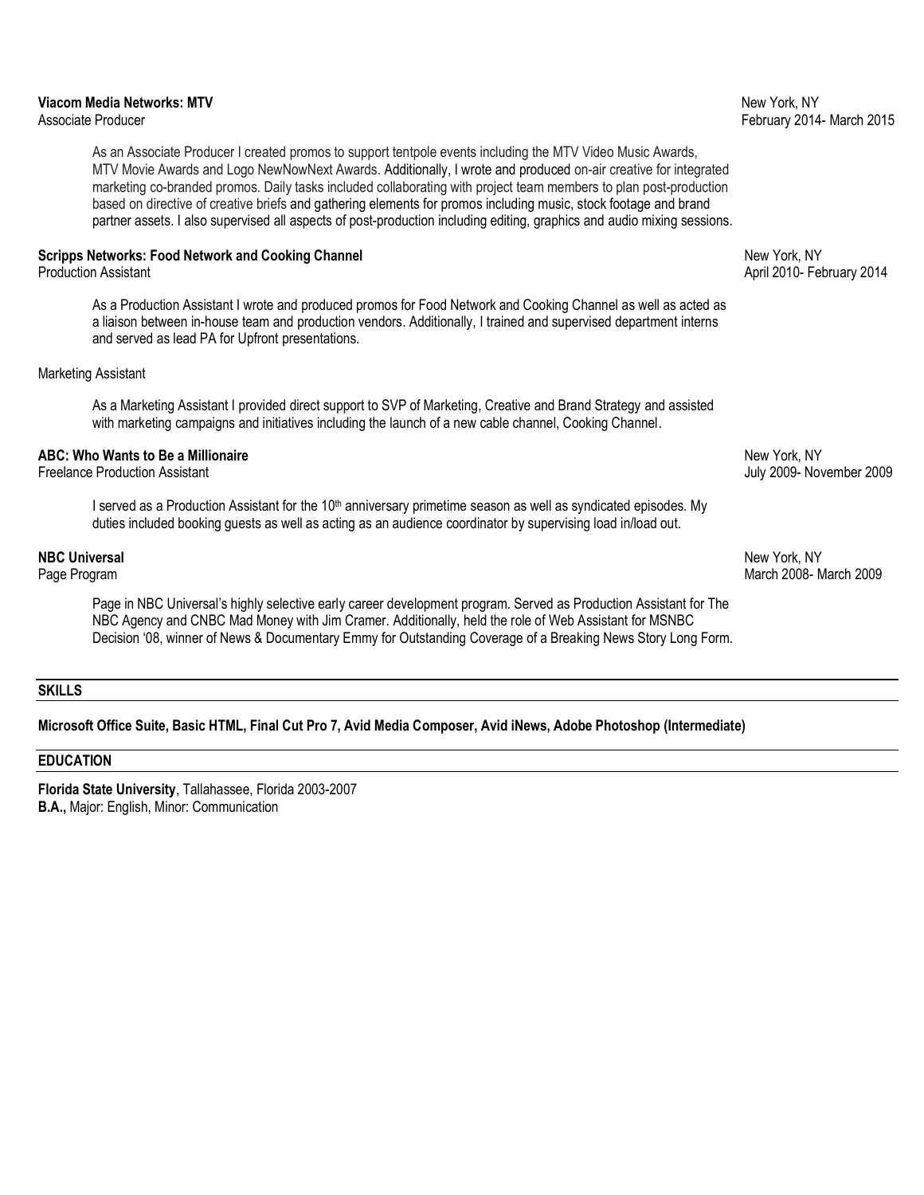**Viacom Media Networks: MTV** New York, NY
Associate Producer February 2014- March 2015

As an Associate Producer I created promos to support tentpole events including the MTV Video Music Awards, MTV Movie Awards and Logo NewNowNext Awards. Additionally, I wrote and produced on-air creative for integrated marketing co-branded promos. Daily tasks included collaborating with project team members to plan post-production based on directive of creative briefs and gathering elements for promos including music, stock footage and brand partner assets. I also supervised all aspects of post-production including editing, graphics and audio mixing sessions.

**Scripps Networks: Food Network and Cooking Channel** New York, NY
Production Assistant April 2010- February 2014

As a Production Assistant I wrote and produced promos for Food Network and Cooking Channel as well as acted as a liaison between in-house team and production vendors. Additionally, I trained and supervised department interns and served as lead PA for Upfront presentations.

Marketing Assistant

As a Marketing Assistant I provided direct support to SVP of Marketing, Creative and Brand Strategy and assisted with marketing campaigns and initiatives including the launch of a new cable channel, Cooking Channel.

**ABC: Who Wants to Be a Millionaire** New York, NY
Freelance Production Assistant July 2009- November 2009

I served as a Production Assistant for the 10th anniversary primetime season as well as syndicated episodes. My duties included booking guests as well as acting as an audience coordinator by supervising load in/load out.

**NBC Universal** New York, NY
Page Program March 2008- March 2009

Page in NBC Universal's highly selective early career development program. Served as Production Assistant for The NBC Agency and CNBC Mad Money with Jim Cramer. Additionally, held the role of Web Assistant for MSNBC Decision '08, winner of News & Documentary Emmy for Outstanding Coverage of a Breaking News Story Long Form.

## SKILLS

**Microsoft Office Suite, Basic HTML, Final Cut Pro 7, Avid Media Composer, Avid iNews, Adobe Photoshop (Intermediate)**

## EDUCATION

**Florida State University**, Tallahassee, Florida 2003-2007
**B.A.,** Major: English, Minor: Communication